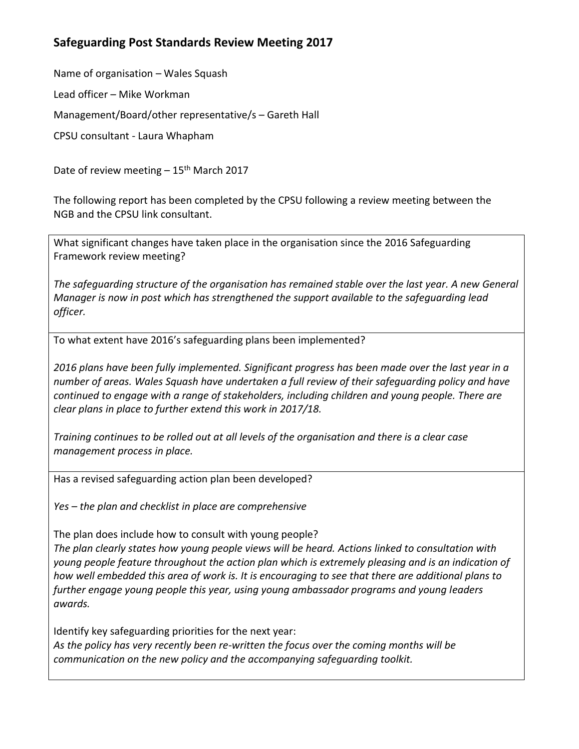## Safeguarding Post Standards Review Meeting 2017

Name of organisation – Wales Squash

Lead officer – Mike Workman

Management/Board/other representative/s – Gareth Hall

CPSU consultant - Laura Whapham

Date of review meeting – 15th March 2017

The following report has been completed by the CPSU following a review meeting between the NGB and the CPSU link consultant.

What significant changes have taken place in the organisation since the 2016 Safeguarding Framework review meeting?

*The safeguarding structure of the organisation has remained stable over the last year. A new General Manager is now in post which has strengthened the support available to the safeguarding lead officer.*

To what extent have 2016's safeguarding plans been implemented?

*2016 plans have been fully implemented. Significant progress has been made over the last year in a number of areas. Wales Squash have undertaken a full review of their safeguarding policy and have continued to engage with a range of stakeholders, including children and young people. There are clear plans in place to further extend this work in 2017/18.*

*Training continues to be rolled out at all levels of the organisation and there is a clear case management process in place.*

Has a revised safeguarding action plan been developed?

*Yes – the plan and checklist in place are comprehensive*

The plan does include how to consult with young people?

*The plan clearly states how young people views will be heard. Actions linked to consultation with young people feature throughout the action plan which is extremely pleasing and is an indication of how well embedded this area of work is. It is encouraging to see that there are additional plans to further engage young people this year, using young ambassador programs and young leaders awards.*

Identify key safeguarding priorities for the next year:

*As the policy has very recently been re-written the focus over the coming months will be communication on the new policy and the accompanying safeguarding toolkit.*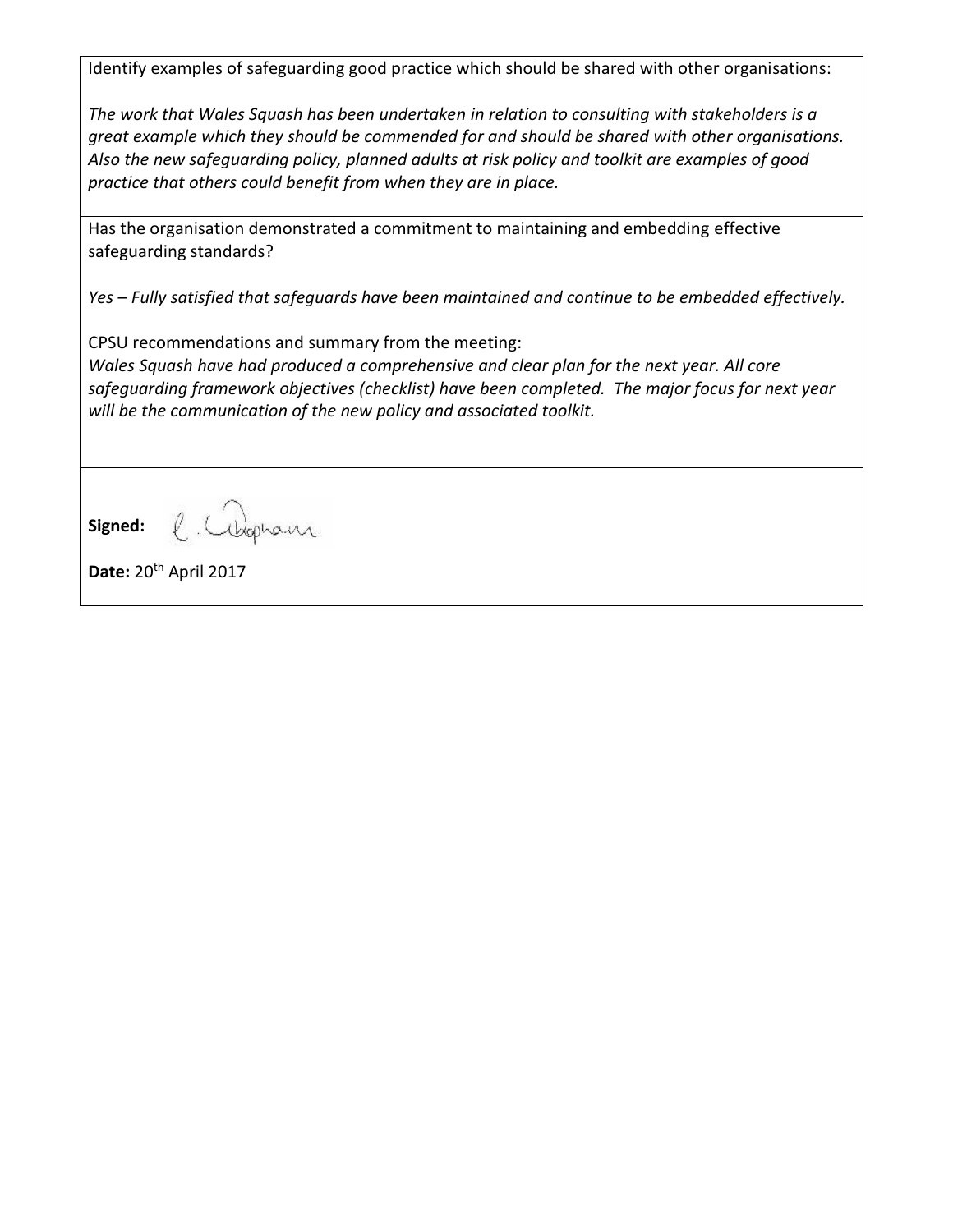Identify examples of safeguarding good practice which should be shared with other organisations:

*The work that Wales Squash has been undertaken in relation to consulting with stakeholders is a great example which they should be commended for and should be shared with other organisations. Also the new safeguarding policy, planned adults at risk policy and toolkit are examples of good practice that others could benefit from when they are in place.*

Has the organisation demonstrated a commitment to maintaining and embedding effective safeguarding standards?

*Yes – Fully satisfied that safeguards have been maintained and continue to be embedded effectively.*

CPSU recommendations and summary from the meeting:
*Wales Squash have had produced a comprehensive and clear plan for the next year. All core safeguarding framework objectives (checklist) have been completed. The major focus for next year will be the communication of the new policy and associated toolkit.*

**Signed:** L. Cloopham

**Date:** 20th April 2017